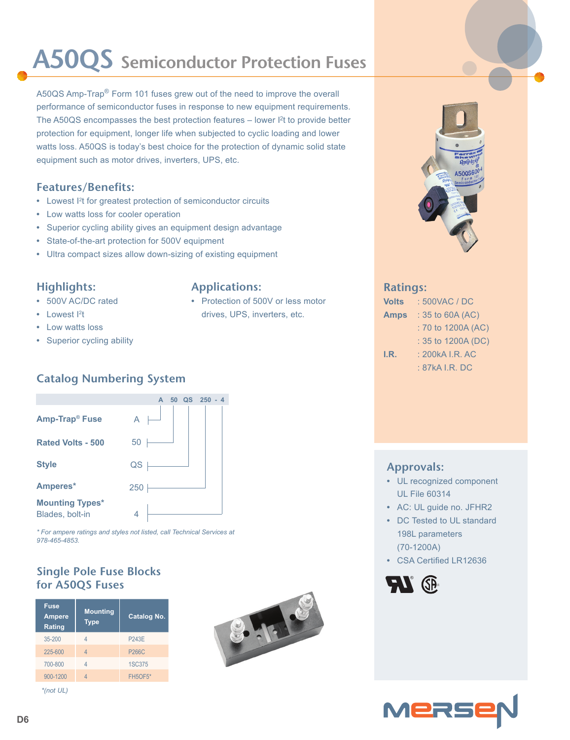# A50QS Semiconductor Protection Fuses

A50QS Amp-Trap® Form 101 fuses grew out of the need to improve the overall performance of semiconductor fuses in response to new equipment requirements. The A50QS encompasses the best protection features – lower $I^2t$ to provide better protection for equipment, longer life when subjected to cyclic loading and lower watts loss. A50QS is today's best choice for the protection of dynamic solid state equipment such as motor drives, inverters, UPS, etc.

## Features/Benefits:

- Lowest $I^2t$ for greatest protection of semiconductor circuits
- Low watts loss for cooler operation
- Superior cycling ability gives an equipment design advantage
- State-of-the-art protection for 500V equipment
- Ultra compact sizes allow down-sizing of existing equipment

## Highlights:

- 500V AC/DC rated
- Lowest $I^2t$
- Low watts loss
- Superior cycling ability

## Applications:

- Protection of 500V or less motor drives, UPS, inverters, etc.

## Ratings:

**Volts** : 500VAC / DC

**Amps** : 35 to 60A (AC)
: 70 to 1200A (AC)
: 35 to 1200A (DC)

**I.R.** : 200kA I.R. AC
: 87kA I.R. DC

## Catalog Numbering System

A 50 QS 250 - 4

| Field | Code |
|---|---|
| **Amp-Trap® Fuse** | A |
| **Rated Volts - 500** | 50 |
| **Style** | QS |
| **Amperes*** | 250 |
| **Mounting Types*** Blades, bolt-in | 4 |

*\* For ampere ratings and styles not listed, call Technical Services at 978-465-4853.*

## Approvals:

- UL recognized component UL File 60314
- AC: UL guide no. JFHR2
- DC Tested to UL standard 198L parameters (70-1200A)
- CSA Certified LR12636

## Single Pole Fuse Blocks for A50QS Fuses

| Fuse Ampere Rating | Mounting Type | Catalog No. |
|---|---|---|
| 35-200 | 4 | P243E |
| 225-600 | 4 | P266C |
| 700-800 | 4 | 1SC375 |
| 900-1200 | 4 | FH5OF5* |

*\*(not UL)*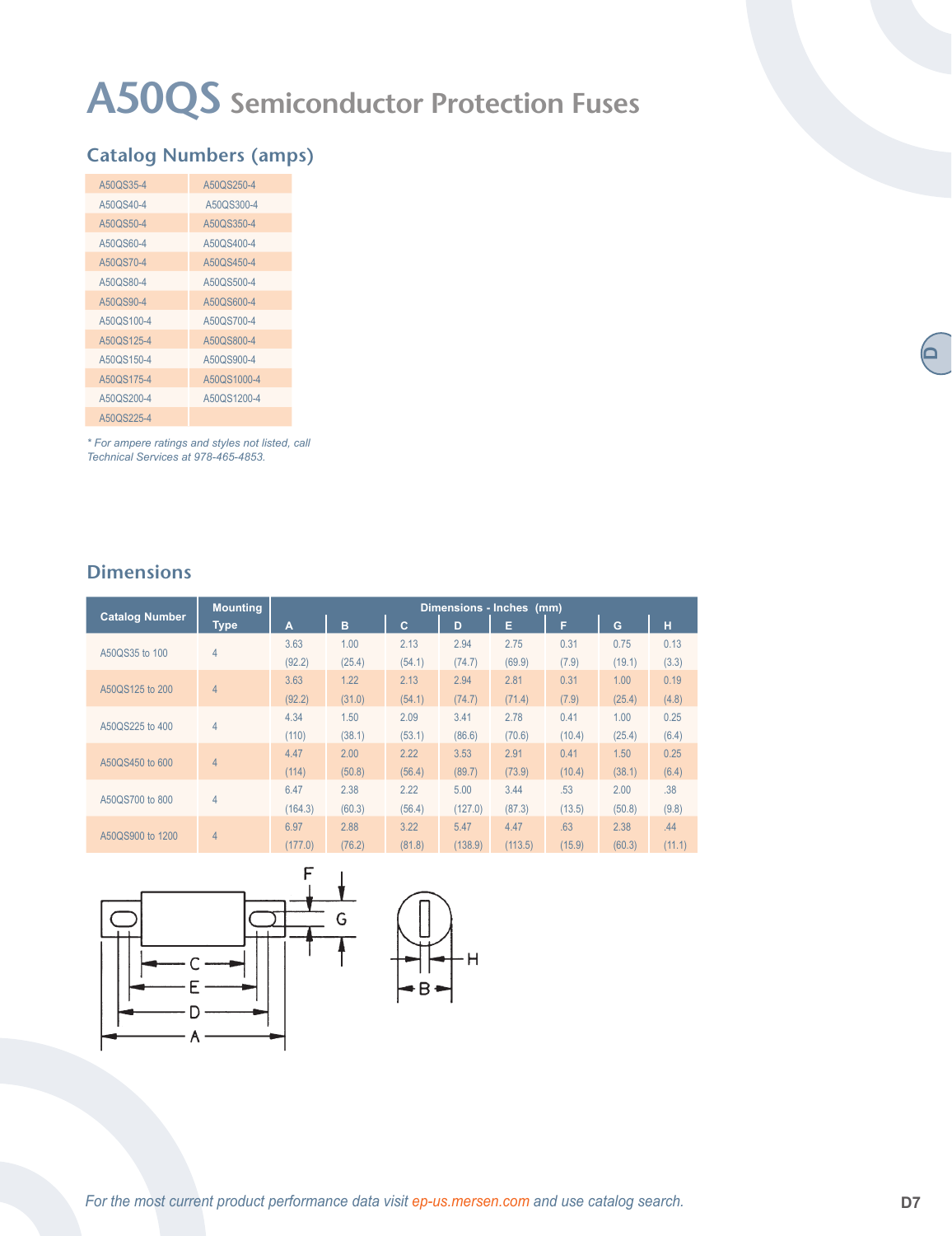# A50QS Semiconductor Protection Fuses

## Catalog Numbers (amps)

| | |
|---|---|
| A50QS35-4 | A50QS250-4 |
| A50QS40-4 | A50QS300-4 |
| A50QS50-4 | A50QS350-4 |
| A50QS60-4 | A50QS400-4 |
| A50QS70-4 | A50QS450-4 |
| A50QS80-4 | A50QS500-4 |
| A50QS90-4 | A50QS600-4 |
| A50QS100-4 | A50QS700-4 |
| A50QS125-4 | A50QS800-4 |
| A50QS150-4 | A50QS900-4 |
| A50QS175-4 | A50QS1000-4 |
| A50QS200-4 | A50QS1200-4 |
| A50QS225-4 | |

*\* For ampere ratings and styles not listed, call Technical Services at 978-465-4853.*

## Dimensions

| Catalog Number | Mounting Type | Dimensions - Inches (mm) | | | | | | | |
|---|---|---|---|---|---|---|---|---|---|
| | | A | B | C | D | E | F | G | H |
| A50QS35 to 100 | 4 | 3.63 (92.2) | 1.00 (25.4) | 2.13 (54.1) | 2.94 (74.7) | 2.75 (69.9) | 0.31 (7.9) | 0.75 (19.1) | 0.13 (3.3) |
| A50QS125 to 200 | 4 | 3.63 (92.2) | 1.22 (31.0) | 2.13 (54.1) | 2.94 (74.7) | 2.81 (71.4) | 0.31 (7.9) | 1.00 (25.4) | 0.19 (4.8) |
| A50QS225 to 400 | 4 | 4.34 (110) | 1.50 (38.1) | 2.09 (53.1) | 3.41 (86.6) | 2.78 (70.6) | 0.41 (10.4) | 1.00 (25.4) | 0.25 (6.4) |
| A50QS450 to 600 | 4 | 4.47 (114) | 2.00 (50.8) | 2.22 (56.4) | 3.53 (89.7) | 2.91 (73.9) | 0.41 (10.4) | 1.50 (38.1) | 0.25 (6.4) |
| A50QS700 to 800 | 4 | 6.47 (164.3) | 2.38 (60.3) | 2.22 (56.4) | 5.00 (127.0) | 3.44 (87.3) | .53 (13.5) | 2.00 (50.8) | .38 (9.8) |
| A50QS900 to 1200 | 4 | 6.97 (177.0) | 2.88 (76.2) | 3.22 (81.8) | 5.47 (138.9) | 4.47 (113.5) | .63 (15.9) | 2.38 (60.3) | .44 (11.1) |

F
G
C
E
D
A
H
B

*For the most current product performance data visit ep-us.mersen.com and use catalog search.*